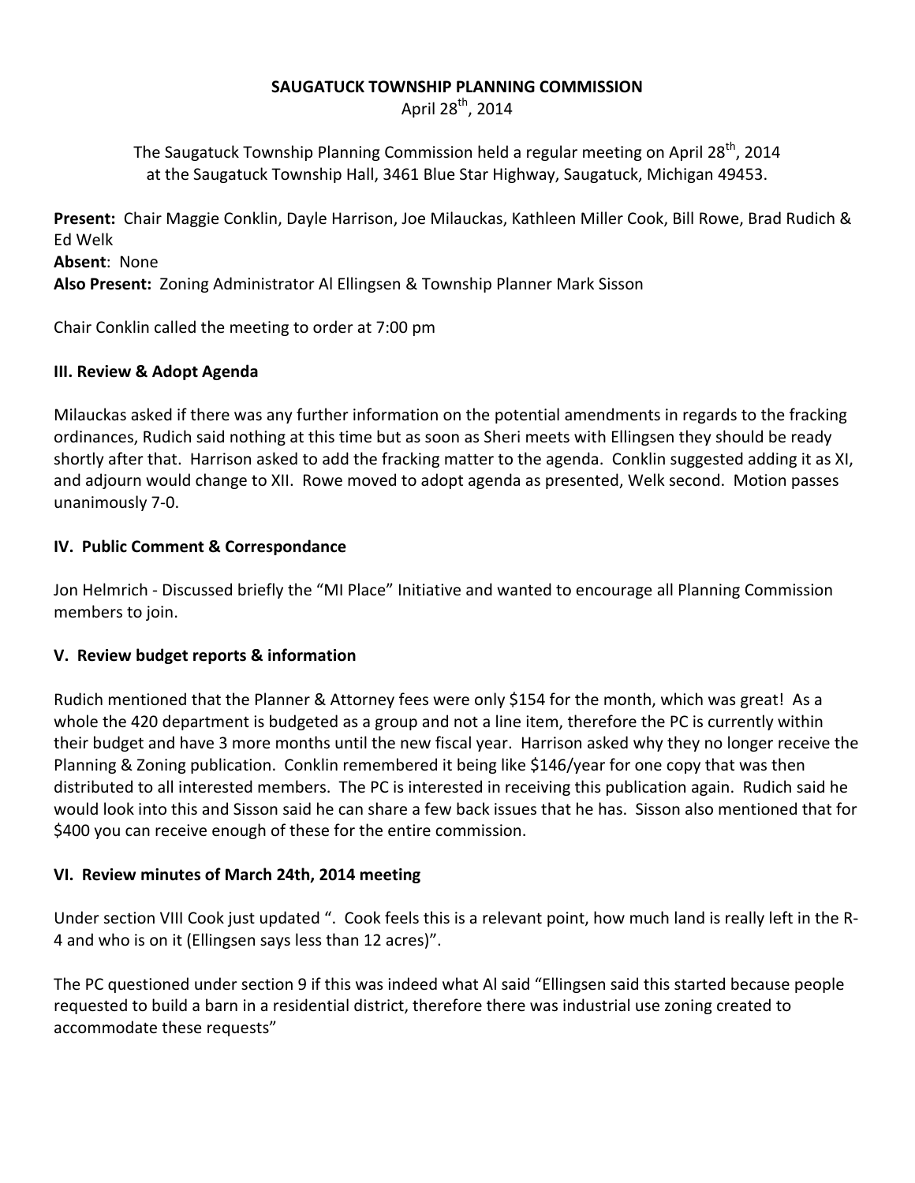# SAUGATUCK TOWNSHIP PLANNING COMMISSION

April 28th, 2014

The Saugatuck Township Planning Commission held a regular meeting on April 28th, 2014 at the Saugatuck Township Hall, 3461 Blue Star Highway, Saugatuck, Michigan 49453.

**Present:** Chair Maggie Conklin, Dayle Harrison, Joe Milauckas, Kathleen Miller Cook, Bill Rowe, Brad Rudich & Ed Welk
**Absent**: None
**Also Present:** Zoning Administrator Al Ellingsen & Township Planner Mark Sisson

Chair Conklin called the meeting to order at 7:00 pm

## III. Review & Adopt Agenda

Milauckas asked if there was any further information on the potential amendments in regards to the fracking ordinances, Rudich said nothing at this time but as soon as Sheri meets with Ellingsen they should be ready shortly after that. Harrison asked to add the fracking matter to the agenda. Conklin suggested adding it as XI, and adjourn would change to XII. Rowe moved to adopt agenda as presented, Welk second. Motion passes unanimously 7-0.

## IV. Public Comment & Correspondance

Jon Helmrich - Discussed briefly the "MI Place" Initiative and wanted to encourage all Planning Commission members to join.

## V. Review budget reports & information

Rudich mentioned that the Planner & Attorney fees were only $154 for the month, which was great! As a whole the 420 department is budgeted as a group and not a line item, therefore the PC is currently within their budget and have 3 more months until the new fiscal year. Harrison asked why they no longer receive the Planning & Zoning publication. Conklin remembered it being like $146/year for one copy that was then distributed to all interested members. The PC is interested in receiving this publication again. Rudich said he would look into this and Sisson said he can share a few back issues that he has. Sisson also mentioned that for $400 you can receive enough of these for the entire commission.

## VI. Review minutes of March 24th, 2014 meeting

Under section VIII Cook just updated ". Cook feels this is a relevant point, how much land is really left in the R-4 and who is on it (Ellingsen says less than 12 acres)".

The PC questioned under section 9 if this was indeed what Al said "Ellingsen said this started because people requested to build a barn in a residential district, therefore there was industrial use zoning created to accommodate these requests"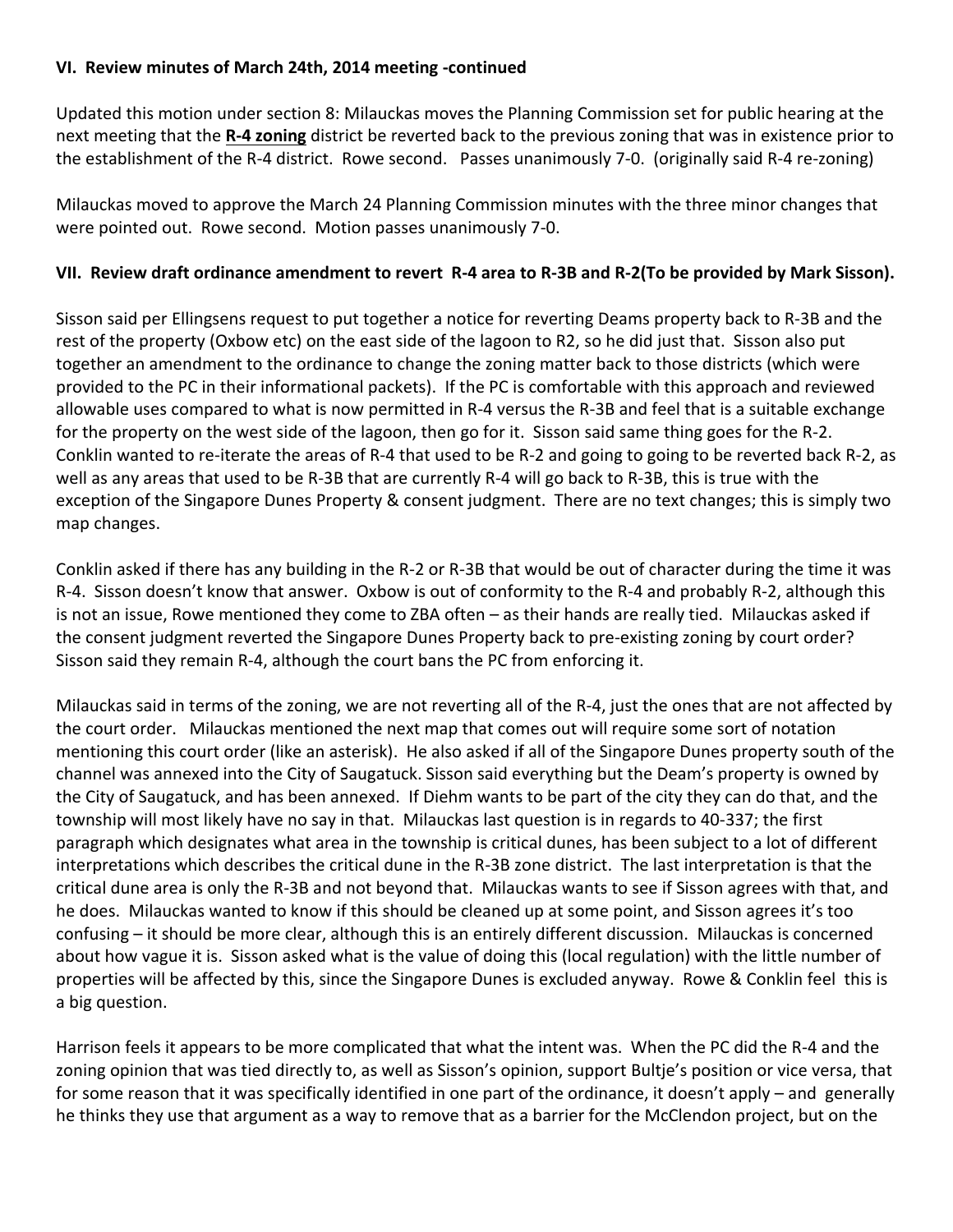**VI. Review minutes of March 24th, 2014 meeting -continued**

Updated this motion under section 8: Milauckas moves the Planning Commission set for public hearing at the next meeting that the **R-4 zoning** district be reverted back to the previous zoning that was in existence prior to the establishment of the R-4 district. Rowe second. Passes unanimously 7-0. (originally said R-4 re-zoning)

Milauckas moved to approve the March 24 Planning Commission minutes with the three minor changes that were pointed out. Rowe second. Motion passes unanimously 7-0.

**VII. Review draft ordinance amendment to revert R-4 area to R-3B and R-2(To be provided by Mark Sisson).**

Sisson said per Ellingsens request to put together a notice for reverting Deams property back to R-3B and the rest of the property (Oxbow etc) on the east side of the lagoon to R2, so he did just that. Sisson also put together an amendment to the ordinance to change the zoning matter back to those districts (which were provided to the PC in their informational packets). If the PC is comfortable with this approach and reviewed allowable uses compared to what is now permitted in R-4 versus the R-3B and feel that is a suitable exchange for the property on the west side of the lagoon, then go for it. Sisson said same thing goes for the R-2. Conklin wanted to re-iterate the areas of R-4 that used to be R-2 and going to going to be reverted back R-2, as well as any areas that used to be R-3B that are currently R-4 will go back to R-3B, this is true with the exception of the Singapore Dunes Property & consent judgment. There are no text changes; this is simply two map changes.

Conklin asked if there has any building in the R-2 or R-3B that would be out of character during the time it was R-4. Sisson doesn't know that answer. Oxbow is out of conformity to the R-4 and probably R-2, although this is not an issue, Rowe mentioned they come to ZBA often – as their hands are really tied. Milauckas asked if the consent judgment reverted the Singapore Dunes Property back to pre-existing zoning by court order? Sisson said they remain R-4, although the court bans the PC from enforcing it.

Milauckas said in terms of the zoning, we are not reverting all of the R-4, just the ones that are not affected by the court order. Milauckas mentioned the next map that comes out will require some sort of notation mentioning this court order (like an asterisk). He also asked if all of the Singapore Dunes property south of the channel was annexed into the City of Saugatuck. Sisson said everything but the Deam's property is owned by the City of Saugatuck, and has been annexed. If Diehm wants to be part of the city they can do that, and the township will most likely have no say in that. Milauckas last question is in regards to 40-337; the first paragraph which designates what area in the township is critical dunes, has been subject to a lot of different interpretations which describes the critical dune in the R-3B zone district. The last interpretation is that the critical dune area is only the R-3B and not beyond that. Milauckas wants to see if Sisson agrees with that, and he does. Milauckas wanted to know if this should be cleaned up at some point, and Sisson agrees it's too confusing – it should be more clear, although this is an entirely different discussion. Milauckas is concerned about how vague it is. Sisson asked what is the value of doing this (local regulation) with the little number of properties will be affected by this, since the Singapore Dunes is excluded anyway. Rowe & Conklin feel this is a big question.

Harrison feels it appears to be more complicated that what the intent was. When the PC did the R-4 and the zoning opinion that was tied directly to, as well as Sisson's opinion, support Bultje's position or vice versa, that for some reason that it was specifically identified in one part of the ordinance, it doesn't apply – and generally he thinks they use that argument as a way to remove that as a barrier for the McClendon project, but on the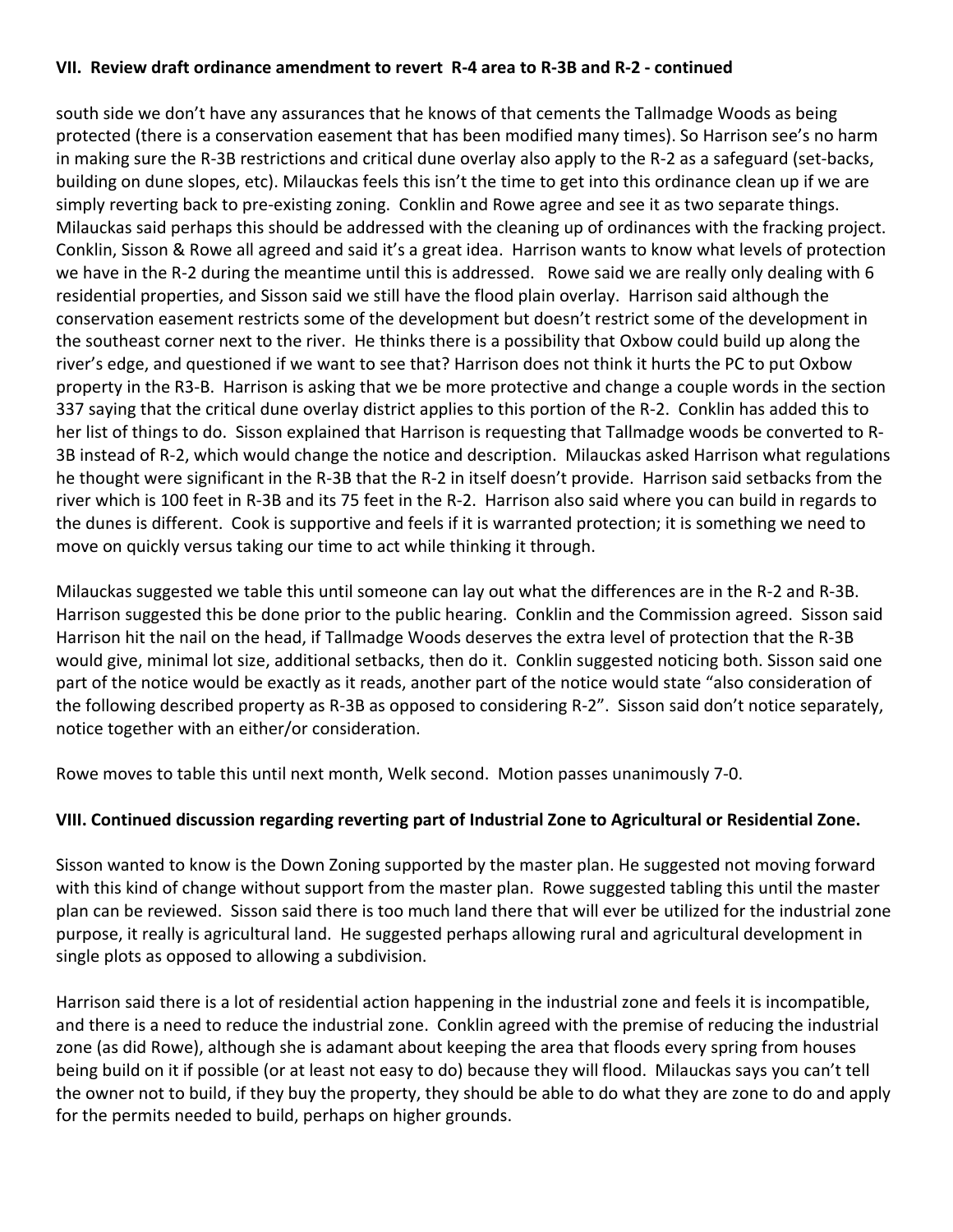### VII. Review draft ordinance amendment to revert R-4 area to R-3B and R-2 - continued

south side we don't have any assurances that he knows of that cements the Tallmadge Woods as being protected (there is a conservation easement that has been modified many times). So Harrison see's no harm in making sure the R-3B restrictions and critical dune overlay also apply to the R-2 as a safeguard (set-backs, building on dune slopes, etc). Milauckas feels this isn't the time to get into this ordinance clean up if we are simply reverting back to pre-existing zoning. Conklin and Rowe agree and see it as two separate things. Milauckas said perhaps this should be addressed with the cleaning up of ordinances with the fracking project. Conklin, Sisson & Rowe all agreed and said it's a great idea. Harrison wants to know what levels of protection we have in the R-2 during the meantime until this is addressed. Rowe said we are really only dealing with 6 residential properties, and Sisson said we still have the flood plain overlay. Harrison said although the conservation easement restricts some of the development but doesn't restrict some of the development in the southeast corner next to the river. He thinks there is a possibility that Oxbow could build up along the river's edge, and questioned if we want to see that? Harrison does not think it hurts the PC to put Oxbow property in the R3-B. Harrison is asking that we be more protective and change a couple words in the section 337 saying that the critical dune overlay district applies to this portion of the R-2. Conklin has added this to her list of things to do. Sisson explained that Harrison is requesting that Tallmadge woods be converted to R-3B instead of R-2, which would change the notice and description. Milauckas asked Harrison what regulations he thought were significant in the R-3B that the R-2 in itself doesn't provide. Harrison said setbacks from the river which is 100 feet in R-3B and its 75 feet in the R-2. Harrison also said where you can build in regards to the dunes is different. Cook is supportive and feels if it is warranted protection; it is something we need to move on quickly versus taking our time to act while thinking it through.

Milauckas suggested we table this until someone can lay out what the differences are in the R-2 and R-3B. Harrison suggested this be done prior to the public hearing. Conklin and the Commission agreed. Sisson said Harrison hit the nail on the head, if Tallmadge Woods deserves the extra level of protection that the R-3B would give, minimal lot size, additional setbacks, then do it. Conklin suggested noticing both. Sisson said one part of the notice would be exactly as it reads, another part of the notice would state "also consideration of the following described property as R-3B as opposed to considering R-2". Sisson said don't notice separately, notice together with an either/or consideration.

Rowe moves to table this until next month, Welk second. Motion passes unanimously 7-0.

### VIII. Continued discussion regarding reverting part of Industrial Zone to Agricultural or Residential Zone.

Sisson wanted to know is the Down Zoning supported by the master plan. He suggested not moving forward with this kind of change without support from the master plan. Rowe suggested tabling this until the master plan can be reviewed. Sisson said there is too much land there that will ever be utilized for the industrial zone purpose, it really is agricultural land. He suggested perhaps allowing rural and agricultural development in single plots as opposed to allowing a subdivision.

Harrison said there is a lot of residential action happening in the industrial zone and feels it is incompatible, and there is a need to reduce the industrial zone. Conklin agreed with the premise of reducing the industrial zone (as did Rowe), although she is adamant about keeping the area that floods every spring from houses being build on it if possible (or at least not easy to do) because they will flood. Milauckas says you can't tell the owner not to build, if they buy the property, they should be able to do what they are zone to do and apply for the permits needed to build, perhaps on higher grounds.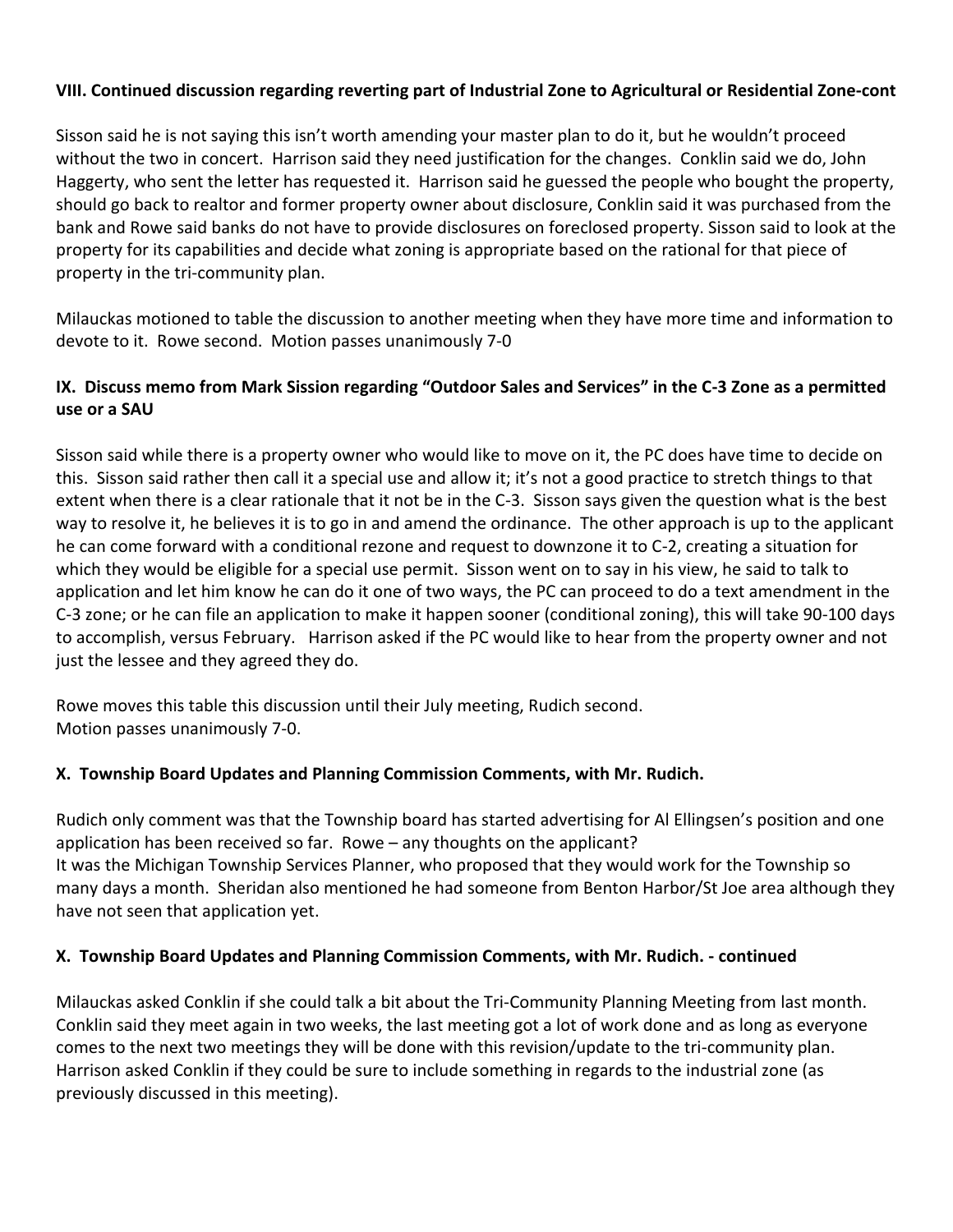### VIII. Continued discussion regarding reverting part of Industrial Zone to Agricultural or Residential Zone-cont

Sisson said he is not saying this isn't worth amending your master plan to do it, but he wouldn't proceed without the two in concert. Harrison said they need justification for the changes. Conklin said we do, John Haggerty, who sent the letter has requested it. Harrison said he guessed the people who bought the property, should go back to realtor and former property owner about disclosure, Conklin said it was purchased from the bank and Rowe said banks do not have to provide disclosures on foreclosed property. Sisson said to look at the property for its capabilities and decide what zoning is appropriate based on the rational for that piece of property in the tri-community plan.

Milauckas motioned to table the discussion to another meeting when they have more time and information to devote to it. Rowe second. Motion passes unanimously 7-0

### IX. Discuss memo from Mark Sission regarding "Outdoor Sales and Services" in the C-3 Zone as a permitted use or a SAU

Sisson said while there is a property owner who would like to move on it, the PC does have time to decide on this. Sisson said rather then call it a special use and allow it; it's not a good practice to stretch things to that extent when there is a clear rationale that it not be in the C-3. Sisson says given the question what is the best way to resolve it, he believes it is to go in and amend the ordinance. The other approach is up to the applicant he can come forward with a conditional rezone and request to downzone it to C-2, creating a situation for which they would be eligible for a special use permit. Sisson went on to say in his view, he said to talk to application and let him know he can do it one of two ways, the PC can proceed to do a text amendment in the C-3 zone; or he can file an application to make it happen sooner (conditional zoning), this will take 90-100 days to accomplish, versus February. Harrison asked if the PC would like to hear from the property owner and not just the lessee and they agreed they do.

Rowe moves this table this discussion until their July meeting, Rudich second.
Motion passes unanimously 7-0.

### X. Township Board Updates and Planning Commission Comments, with Mr. Rudich.

Rudich only comment was that the Township board has started advertising for Al Ellingsen's position and one application has been received so far. Rowe – any thoughts on the applicant?
It was the Michigan Township Services Planner, who proposed that they would work for the Township so many days a month. Sheridan also mentioned he had someone from Benton Harbor/St Joe area although they have not seen that application yet.

### X. Township Board Updates and Planning Commission Comments, with Mr. Rudich. - continued

Milauckas asked Conklin if she could talk a bit about the Tri-Community Planning Meeting from last month. Conklin said they meet again in two weeks, the last meeting got a lot of work done and as long as everyone comes to the next two meetings they will be done with this revision/update to the tri-community plan. Harrison asked Conklin if they could be sure to include something in regards to the industrial zone (as previously discussed in this meeting).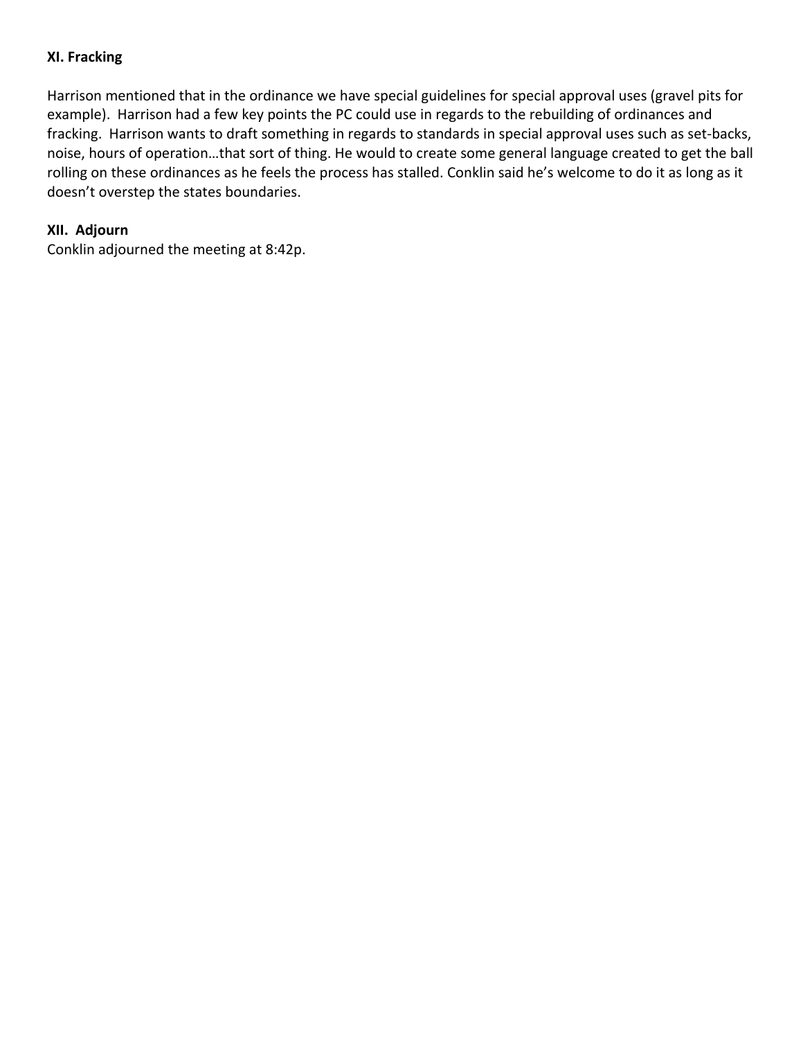**XI. Fracking**

Harrison mentioned that in the ordinance we have special guidelines for special approval uses (gravel pits for example). Harrison had a few key points the PC could use in regards to the rebuilding of ordinances and fracking. Harrison wants to draft something in regards to standards in special approval uses such as set-backs, noise, hours of operation…that sort of thing. He would to create some general language created to get the ball rolling on these ordinances as he feels the process has stalled. Conklin said he's welcome to do it as long as it doesn't overstep the states boundaries.

**XII. Adjourn**

Conklin adjourned the meeting at 8:42p.